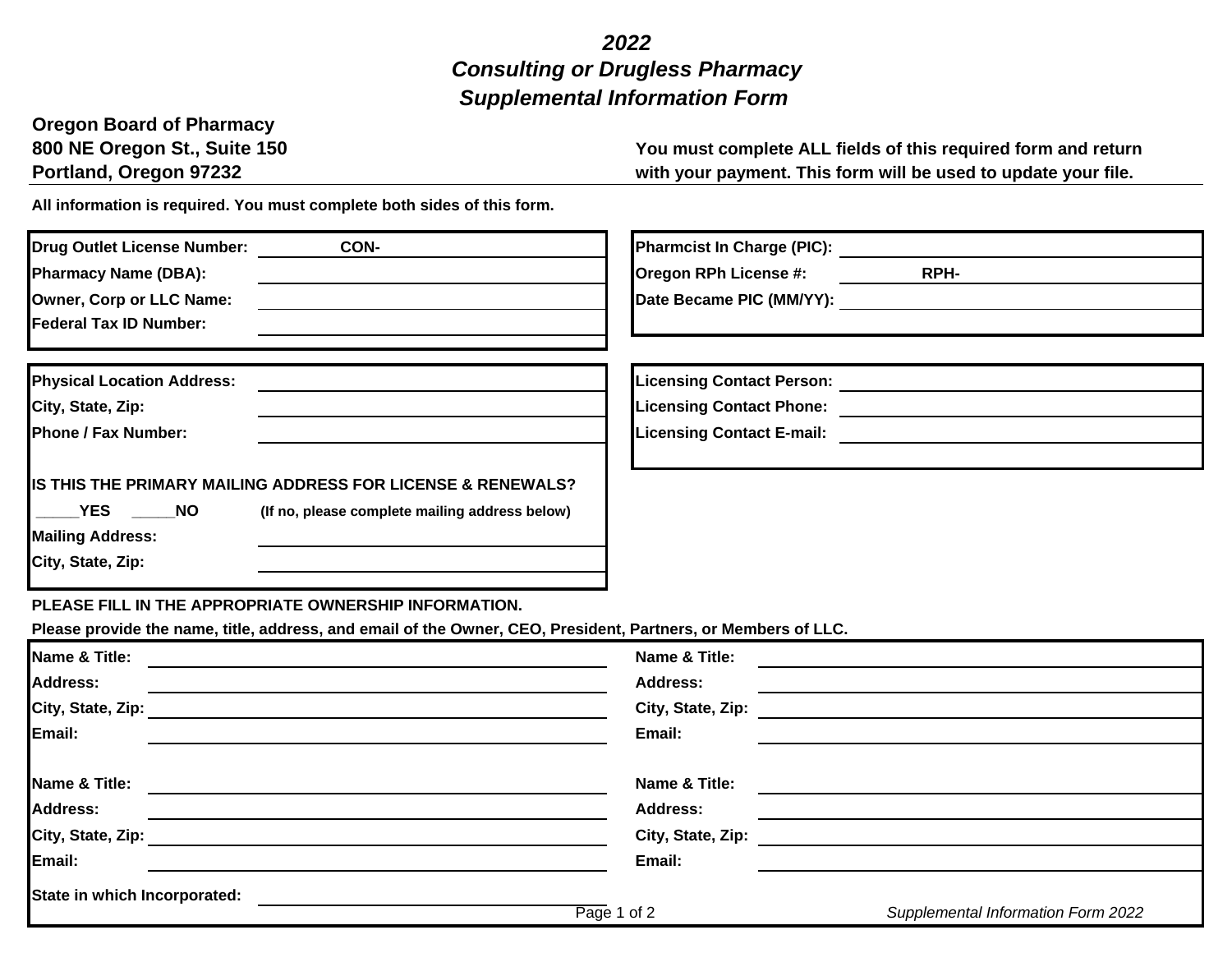# *2022*
# *Consulting or Drugless Pharmacy*
# *Supplemental Information Form*

**Oregon Board of Pharmacy**
**800 NE Oregon St., Suite 150**
**Portland, Oregon 97232**

**You must complete ALL fields of this required form and return with your payment. This form will be used to update your file.**

**All information is required. You must complete both sides of this form.**

| | |
|---|---|
| **Drug Outlet License Number:** | CON- |
| **Pharmacy Name (DBA):** | |
| **Owner, Corp or LLC Name:** | |
| **Federal Tax ID Number:** | |

| | |
|---|---|
| **Pharmcist In Charge (PIC):** | |
| **Oregon RPh License #:** | RPH- |
| **Date Became PIC (MM/YY):** | |

| | |
|---|---|
| **Physical Location Address:** | |
| **City, State, Zip:** | |
| **Phone / Fax Number:** | |

**IS THIS THE PRIMARY MAILING ADDRESS FOR LICENSE & RENEWALS?**

**_____YES _____NO** **(If no, please complete mailing address below)**

| | |
|---|---|
| **Mailing Address:** | |
| **City, State, Zip:** | |

| | |
|---|---|
| **Licensing Contact Person:** | |
| **Licensing Contact Phone:** | |
| **Licensing Contact E-mail:** | |

**PLEASE FILL IN THE APPROPRIATE OWNERSHIP INFORMATION.**

**Please provide the name, title, address, and email of the Owner, CEO, President, Partners, or Members of LLC.**

| | | | |
|---|---|---|---|
| **Name & Title:** | | **Name & Title:** | |
| **Address:** | | **Address:** | |
| **City, State, Zip:** | | **City, State, Zip:** | |
| **Email:** | | **Email:** | |
| **Name & Title:** | | **Name & Title:** | |
| **Address:** | | **Address:** | |
| **City, State, Zip:** | | **City, State, Zip:** | |
| **Email:** | | **Email:** | |

**State in which Incorporated:** ____________________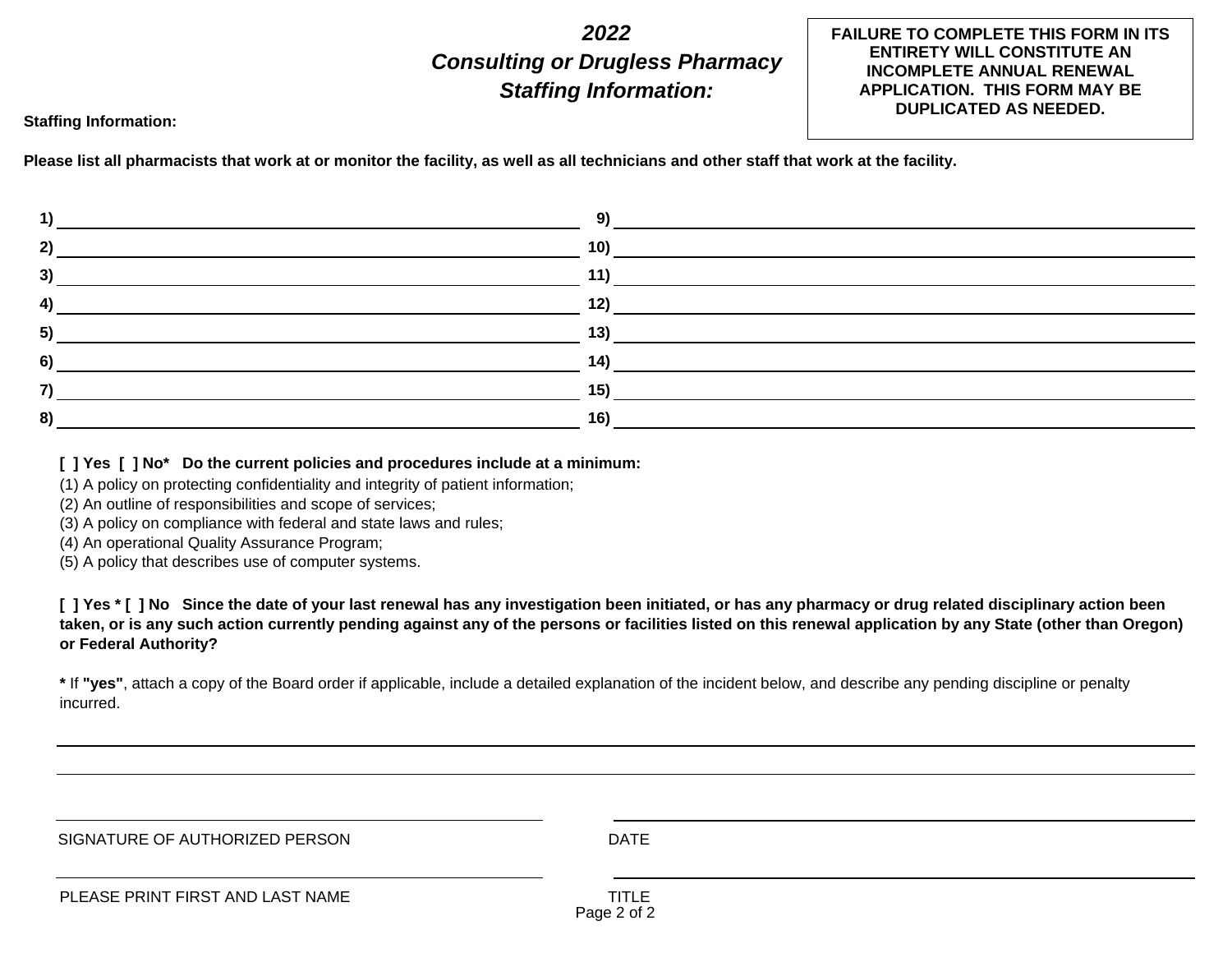# *2022 Consulting or Drugless Pharmacy Staffing Information:*

**FAILURE TO COMPLETE THIS FORM IN ITS ENTIRETY WILL CONSTITUTE AN INCOMPLETE ANNUAL RENEWAL APPLICATION. THIS FORM MAY BE DUPLICATED AS NEEDED.**

**Staffing Information:**

**Please list all pharmacists that work at or monitor the facility, as well as all technicians and other staff that work at the facility.**

| | |
|---|---|
| **1)** ______________________ | **9)** ______________________ |
| **2)** ______________________ | **10)** ______________________ |
| **3)** ______________________ | **11)** ______________________ |
| **4)** ______________________ | **12)** ______________________ |
| **5)** ______________________ | **13)** ______________________ |
| **6)** ______________________ | **14)** ______________________ |
| **7)** ______________________ | **15)** ______________________ |
| **8)** ______________________ | **16)** ______________________ |

**[ ] Yes [ ] No* Do the current policies and procedures include at a minimum:**

(1) A policy on protecting confidentiality and integrity of patient information;
(2) An outline of responsibilities and scope of services;
(3) A policy on compliance with federal and state laws and rules;
(4) An operational Quality Assurance Program;
(5) A policy that describes use of computer systems.

**[ ] Yes * [ ] No Since the date of your last renewal has any investigation been initiated, or has any pharmacy or drug related disciplinary action been taken, or is any such action currently pending against any of the persons or facilities listed on this renewal application by any State (other than Oregon) or Federal Authority?**

**\*** If **"yes"**, attach a copy of the Board order if applicable, include a detailed explanation of the incident below, and describe any pending discipline or penalty incurred.

______________________________________________________________________

______________________________________________________________________

______________________________ ______________________________
SIGNATURE OF AUTHORIZED PERSON DATE

______________________________ ______________________________
PLEASE PRINT FIRST AND LAST NAME TITLE